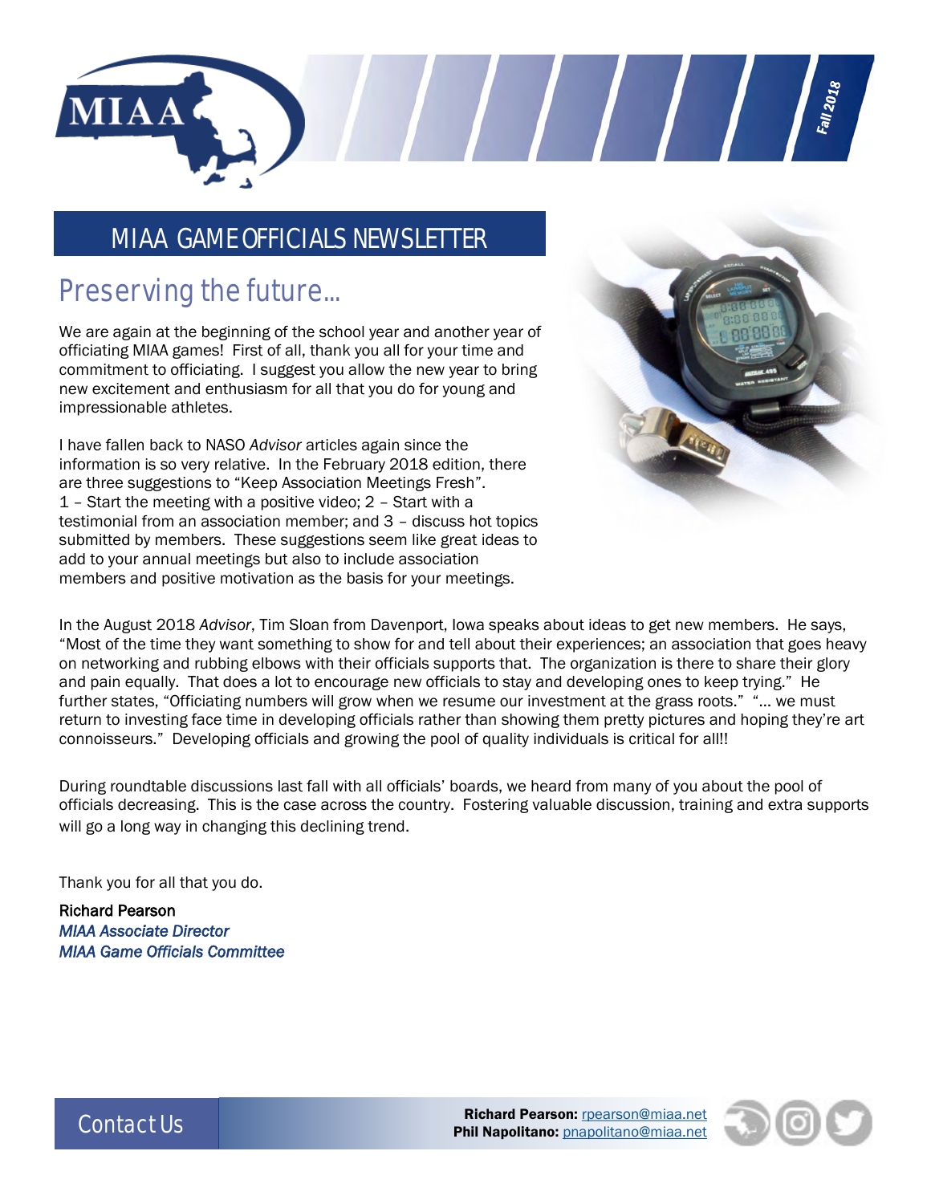# MIAA GAME OFFICIALS NEWSLETTER

*Fall 2018*

## Preserving the future...

We are again at the beginning of the school year and another year of officiating MIAA games! First of all, thank you all for your time and commitment to officiating. I suggest you allow the new year to bring new excitement and enthusiasm for all that you do for young and impressionable athletes.

I have fallen back to NASO *Advisor* articles again since the information is so very relative. In the February 2018 edition, there are three suggestions to "Keep Association Meetings Fresh". 1 – Start the meeting with a positive video; 2 – Start with a testimonial from an association member; and 3 – discuss hot topics submitted by members. These suggestions seem like great ideas to add to your annual meetings but also to include association members and positive motivation as the basis for your meetings.

In the August 2018 *Advisor*, Tim Sloan from Davenport, Iowa speaks about ideas to get new members. He says, "Most of the time they want something to show for and tell about their experiences; an association that goes heavy on networking and rubbing elbows with their officials supports that. The organization is there to share their glory and pain equally. That does a lot to encourage new officials to stay and developing ones to keep trying." He further states, "Officiating numbers will grow when we resume our investment at the grass roots." "... we must return to investing face time in developing officials rather than showing them pretty pictures and hoping they're art connoisseurs." Developing officials and growing the pool of quality individuals is critical for all!!

During roundtable discussions last fall with all officials' boards, we heard from many of you about the pool of officials decreasing. This is the case across the country. Fostering valuable discussion, training and extra supports will go a long way in changing this declining trend.

Thank you for all that you do.

Richard Pearson
*MIAA Associate Director*
*MIAA Game Officials Committee*

## Contact Us

**Richard Pearson:** rpearson@miaa.net
**Phil Napolitano:** pnapolitano@miaa.net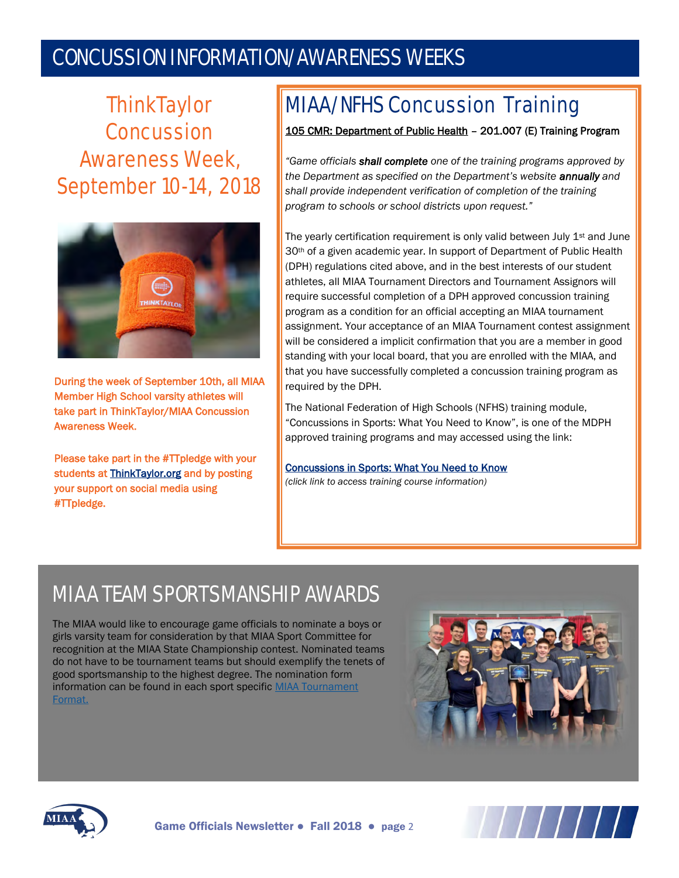# CONCUSSION INFORMATION/AWARENESS WEEKS

## ThinkTaylor Concussion Awareness Week, September 10-14, 2018

During the week of September 10th, all MIAA Member High School varsity athletes will take part in ThinkTaylor/MIAA Concussion Awareness Week.

Please take part in the #TTpledge with your students at ThinkTaylor.org and by posting your support on social media using #TTpledge.

## MIAA/NFHS Concussion Training

105 CMR: Department of Public Health – 201.007 (E) Training Program

*"Game officials **shall complete** one of the training programs approved by the Department as specified on the Department's website **annually** and shall provide independent verification of completion of the training program to schools or school districts upon request."*

The yearly certification requirement is only valid between July 1st and June 30th of a given academic year. In support of Department of Public Health (DPH) regulations cited above, and in the best interests of our student athletes, all MIAA Tournament Directors and Tournament Assignors will require successful completion of a DPH approved concussion training program as a condition for an official accepting an MIAA tournament assignment. Your acceptance of an MIAA Tournament contest assignment will be considered a implicit confirmation that you are a member in good standing with your local board, that you are enrolled with the MIAA, and that you have successfully completed a concussion training program as required by the DPH.

The National Federation of High Schools (NFHS) training module, "Concussions in Sports: What You Need to Know", is one of the MDPH approved training programs and may accessed using the link:

Concussions in Sports: What You Need to Know
*(click link to access training course information)*

# MIAA TEAM SPORTSMANSHIP AWARDS

The MIAA would like to encourage game officials to nominate a boys or girls varsity team for consideration by that MIAA Sport Committee for recognition at the MIAA State Championship contest. Nominated teams do not have to be tournament teams but should exemplify the tenets of good sportsmanship to the highest degree. The nomination form information can be found in each sport specific MIAA Tournament Format.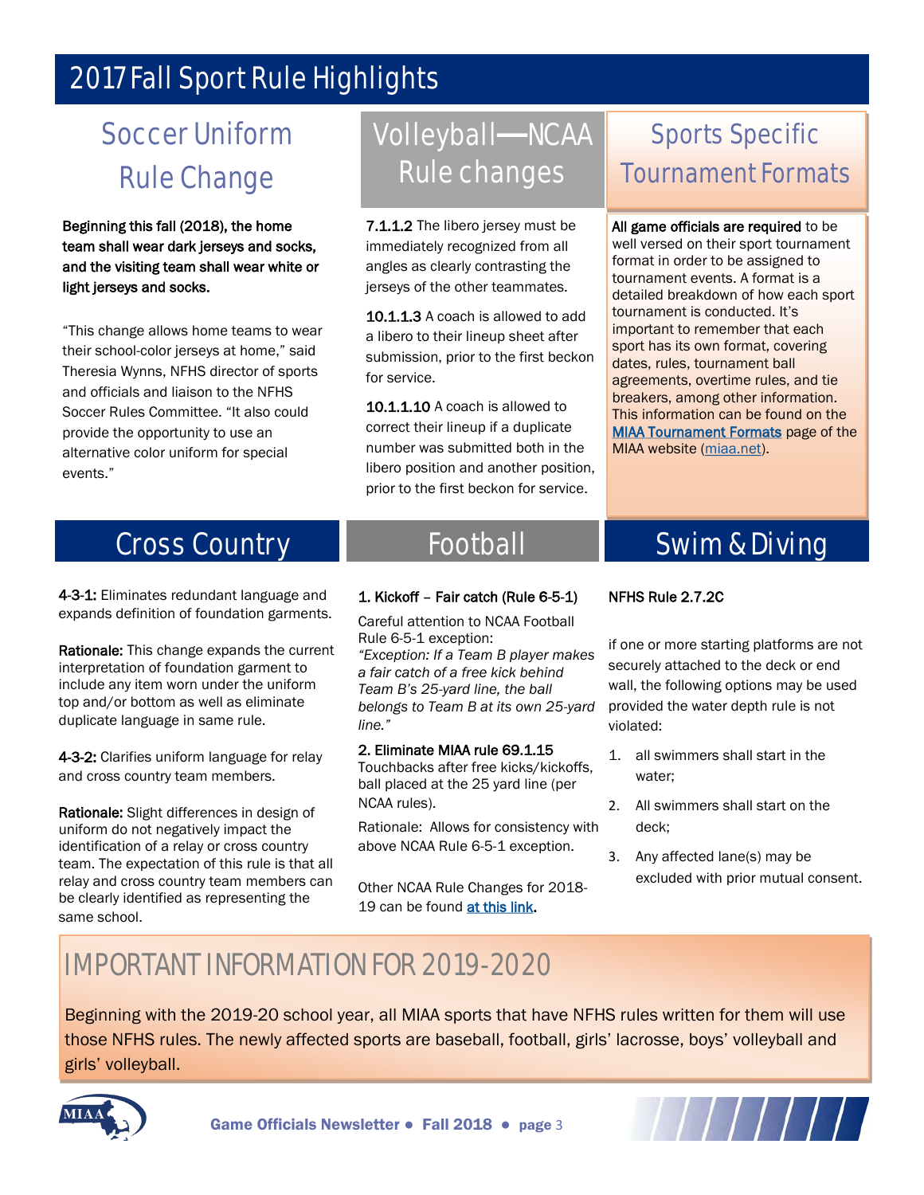# 2017 Fall Sport Rule Highlights

## Soccer Uniform Rule Change

**Beginning this fall (2018), the home team shall wear dark jerseys and socks, and the visiting team shall wear white or light jerseys and socks.**

"This change allows home teams to wear their school-color jerseys at home," said Theresia Wynns, NFHS director of sports and officials and liaison to the NFHS Soccer Rules Committee. "It also could provide the opportunity to use an alternative color uniform for special events."

## Volleyball—NCAA Rule changes

**7.1.1.2** The libero jersey must be immediately recognized from all angles as clearly contrasting the jerseys of the other teammates.

**10.1.1.3** A coach is allowed to add a libero to their lineup sheet after submission, prior to the first beckon for service.

**10.1.1.10** A coach is allowed to correct their lineup if a duplicate number was submitted both in the libero position and another position, prior to the first beckon for service.

## Sports Specific Tournament Formats

**All game officials are required** to be well versed on their sport tournament format in order to be assigned to tournament events. A format is a detailed breakdown of how each sport tournament is conducted. It's important to remember that each sport has its own format, covering dates, rules, tournament ball agreements, overtime rules, and tie breakers, among other information. This information can be found on the MIAA Tournament Formats page of the MIAA website (miaa.net).

## Cross Country

**4-3-1:** Eliminates redundant language and expands definition of foundation garments.

**Rationale:** This change expands the current interpretation of foundation garment to include any item worn under the uniform top and/or bottom as well as eliminate duplicate language in same rule.

**4-3-2:** Clarifies uniform language for relay and cross country team members.

**Rationale:** Slight differences in design of uniform do not negatively impact the identification of a relay or cross country team. The expectation of this rule is that all relay and cross country team members can be clearly identified as representing the same school.

## Football

**1. Kickoff – Fair catch (Rule 6-5-1)**

Careful attention to NCAA Football Rule 6-5-1 exception:
*"Exception: If a Team B player makes a fair catch of a free kick behind Team B's 25-yard line, the ball belongs to Team B at its own 25-yard line."*

**2. Eliminate MIAA rule 69.1.15**
Touchbacks after free kicks/kickoffs, ball placed at the 25 yard line (per NCAA rules).

Rationale: Allows for consistency with above NCAA Rule 6-5-1 exception.

Other NCAA Rule Changes for 2018-19 can be found at this link.

## Swim & Diving

**NFHS Rule 2.7.2C**

if one or more starting platforms are not securely attached to the deck or end wall, the following options may be used provided the water depth rule is not violated:

1. all swimmers shall start in the water;
2. All swimmers shall start on the deck;
3. Any affected lane(s) may be excluded with prior mutual consent.

## IMPORTANT INFORMATION FOR 2019-2020

Beginning with the 2019-20 school year, all MIAA sports that have NFHS rules written for them will use those NFHS rules. The newly affected sports are baseball, football, girls' lacrosse, boys' volleyball and girls' volleyball.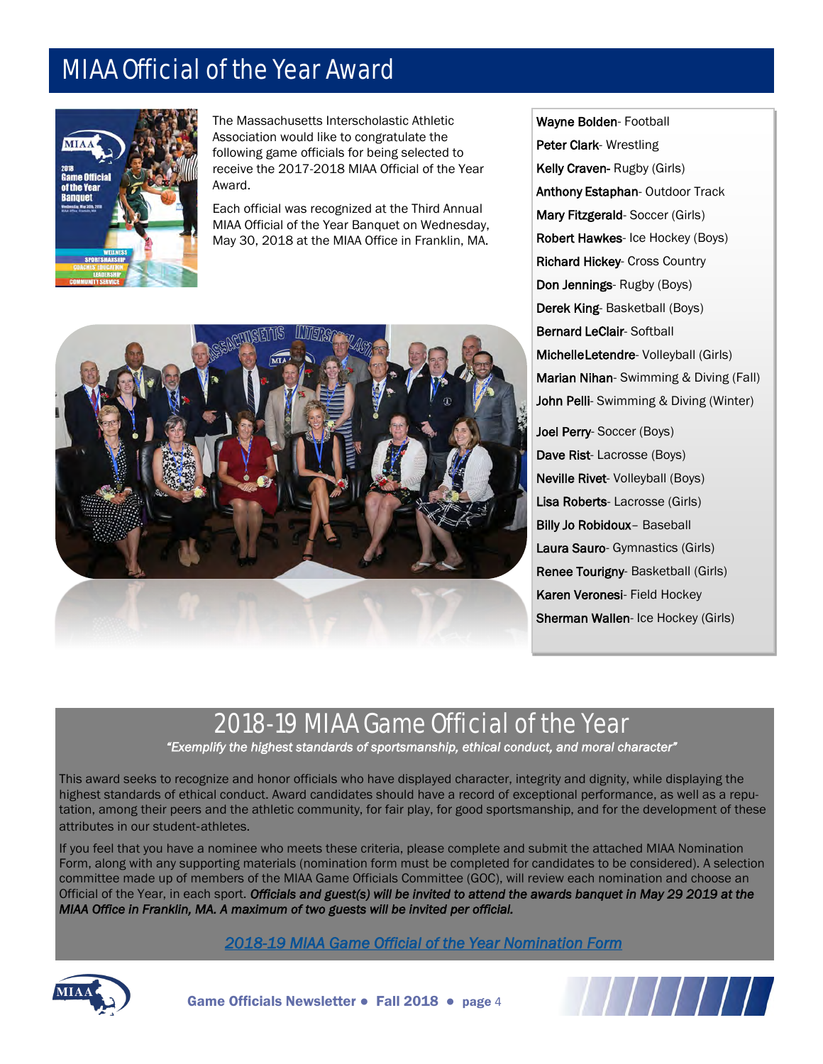# MIAA Official of the Year Award

The Massachusetts Interscholastic Athletic Association would like to congratulate the following game officials for being selected to receive the 2017-2018 MIAA Official of the Year Award.

Each official was recognized at the Third Annual MIAA Official of the Year Banquet on Wednesday, May 30, 2018 at the MIAA Office in Franklin, MA.

**Wayne Bolden**- Football
**Peter Clark**- Wrestling
**Kelly Craven-** Rugby (Girls)
**Anthony Estaphan**- Outdoor Track
**Mary Fitzgerald**- Soccer (Girls)
**Robert Hawkes**- Ice Hockey (Boys)
**Richard Hickey**- Cross Country
**Don Jennings**- Rugby (Boys)
**Derek King**- Basketball (Boys)
**Bernard LeClair**- Softball
**MichelleLetendre**- Volleyball (Girls)
**Marian Nihan**- Swimming & Diving (Fall)
**John Pelli**- Swimming & Diving (Winter)
**Joel Perry**- Soccer (Boys)
**Dave Rist**- Lacrosse (Boys)
**Neville Rivet**- Volleyball (Boys)
**Lisa Roberts**- Lacrosse (Girls)
**Billy Jo Robidoux**– Baseball
**Laura Sauro**- Gymnastics (Girls)
**Renee Tourigny**- Basketball (Girls)
**Karen Veronesi**- Field Hockey
**Sherman Wallen**- Ice Hockey (Girls)

## 2018-19 MIAA Game Official of the Year

***"Exemplify the highest standards of sportsmanship, ethical conduct, and moral character"***

This award seeks to recognize and honor officials who have displayed character, integrity and dignity, while displaying the highest standards of ethical conduct. Award candidates should have a record of exceptional performance, as well as a reputation, among their peers and the athletic community, for fair play, for good sportsmanship, and for the development of these attributes in our student-athletes.

If you feel that you have a nominee who meets these criteria, please complete and submit the attached MIAA Nomination Form, along with any supporting materials (nomination form must be completed for candidates to be considered). A selection committee made up of members of the MIAA Game Officials Committee (GOC), will review each nomination and choose an Official of the Year, in each sport. ***Officials and guest(s) will be invited to attend the awards banquet in May 29 2019 at the MIAA Office in Franklin, MA. A maximum of two guests will be invited per official.***

*2018-19 MIAA Game Official of the Year Nomination Form*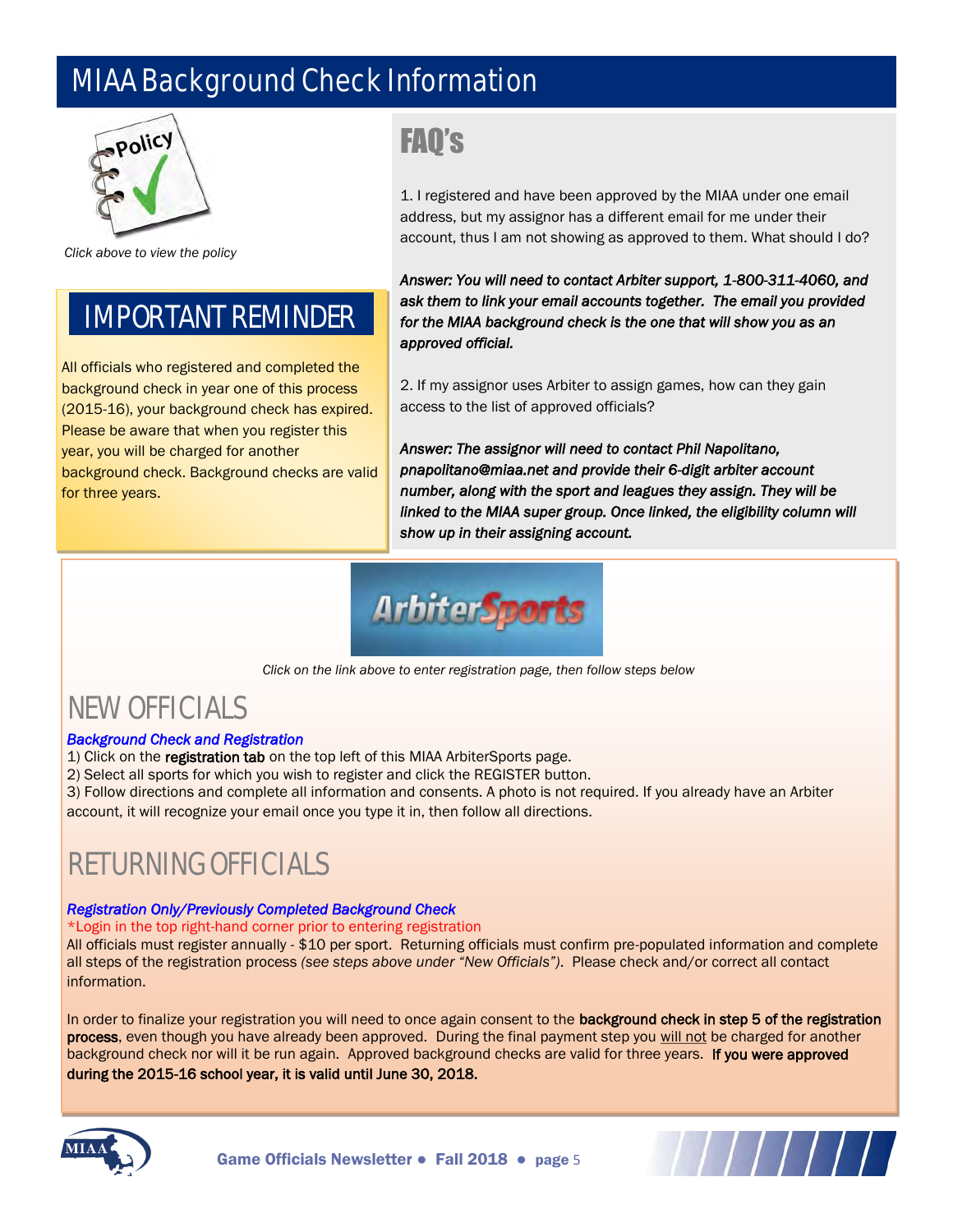# MIAA Background Check Information

*Click above to view the policy*

## IMPORTANT REMINDER

All officials who registered and completed the background check in year one of this process (2015-16), your background check has expired. Please be aware that when you register this year, you will be charged for another background check. Background checks are valid for three years.

## FAQ's

1. I registered and have been approved by the MIAA under one email address, but my assignor has a different email for me under their account, thus I am not showing as approved to them. What should I do?

***Answer: You will need to contact Arbiter support, 1-800-311-4060, and ask them to link your email accounts together. The email you provided for the MIAA background check is the one that will show you as an approved official.***

2. If my assignor uses Arbiter to assign games, how can they gain access to the list of approved officials?

***Answer: The assignor will need to contact Phil Napolitano, pnapolitano@miaa.net and provide their 6-digit arbiter account number, along with the sport and leagues they assign. They will be linked to the MIAA super group. Once linked, the eligibility column will show up in their assigning account.***

*Click on the link above to enter registration page, then follow steps below*

## NEW OFFICIALS

***Background Check and Registration***

1) Click on the **registration tab** on the top left of this MIAA ArbiterSports page.
2) Select all sports for which you wish to register and click the REGISTER button.
3) Follow directions and complete all information and consents. A photo is not required. If you already have an Arbiter account, it will recognize your email once you type it in, then follow all directions.

## RETURNING OFFICIALS

***Registration Only/Previously Completed Background Check***

*Login in the top right-hand corner prior to entering registration

All officials must register annually - $10 per sport. Returning officials must confirm pre-populated information and complete all steps of the registration process *(see steps above under "New Officials")*. Please check and/or correct all contact information.

In order to finalize your registration you will need to once again consent to the **background check in step 5 of the registration process**, even though you have already been approved. During the final payment step you will not be charged for another background check nor will it be run again. Approved background checks are valid for three years. **If you were approved during the 2015-16 school year, it is valid until June 30, 2018.**